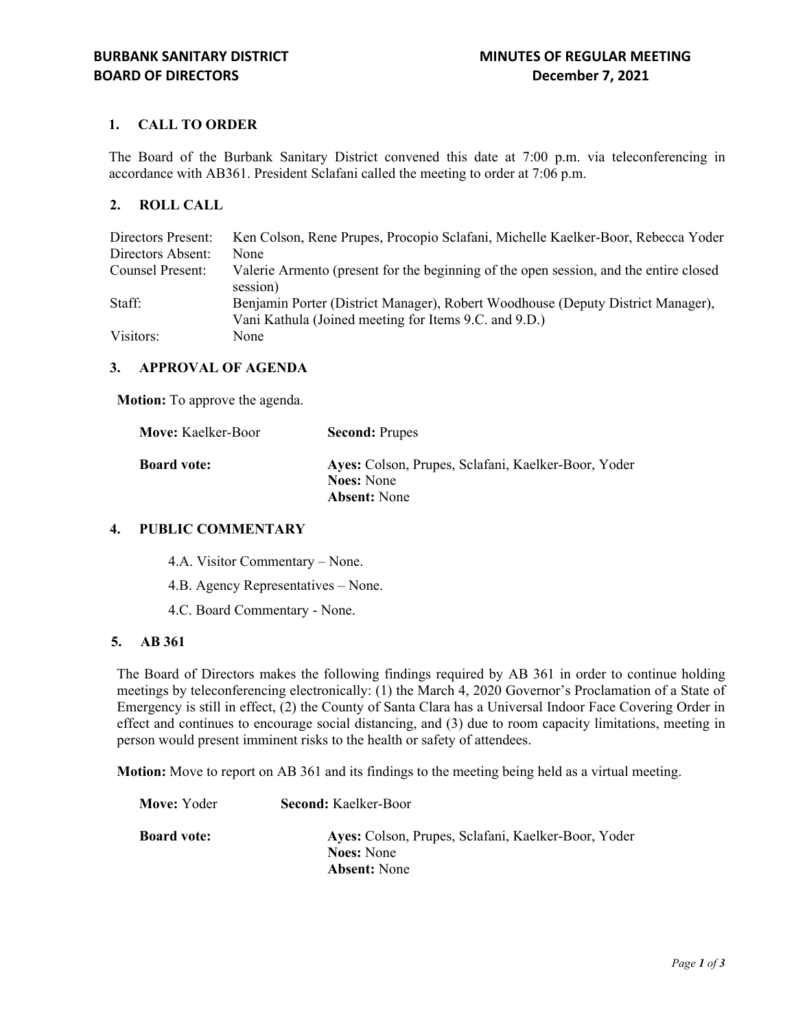**BURBANK SANITARY DISTRICT**
**BOARD OF DIRECTORS**

**MINUTES OF REGULAR MEETING**
**December 7, 2021**

## 1. CALL TO ORDER

The Board of the Burbank Sanitary District convened this date at 7:00 p.m. via teleconferencing in accordance with AB361. President Sclafani called the meeting to order at 7:06 p.m.

## 2. ROLL CALL

| | |
|---|---|
| Directors Present: | Ken Colson, Rene Prupes, Procopio Sclafani, Michelle Kaelker-Boor, Rebecca Yoder |
| Directors Absent: | None |
| Counsel Present: | Valerie Armento (present for the beginning of the open session, and the entire closed session) |
| Staff: | Benjamin Porter (District Manager), Robert Woodhouse (Deputy District Manager), Vani Kathula (Joined meeting for Items 9.C. and 9.D.) |
| Visitors: | None |

## 3. APPROVAL OF AGENDA

**Motion:** To approve the agenda.

**Move:** Kaelker-Boor  **Second:** Prupes

**Board vote:**
**Ayes:** Colson, Prupes, Sclafani, Kaelker-Boor, Yoder
**Noes:** None
**Absent:** None

## 4. PUBLIC COMMENTARY

4.A. Visitor Commentary – None.

4.B. Agency Representatives – None.

4.C. Board Commentary - None.

## 5. AB 361

The Board of Directors makes the following findings required by AB 361 in order to continue holding meetings by teleconferencing electronically: (1) the March 4, 2020 Governor's Proclamation of a State of Emergency is still in effect, (2) the County of Santa Clara has a Universal Indoor Face Covering Order in effect and continues to encourage social distancing, and (3) due to room capacity limitations, meeting in person would present imminent risks to the health or safety of attendees.

**Motion:** Move to report on AB 361 and its findings to the meeting being held as a virtual meeting.

**Move:** Yoder  **Second:** Kaelker-Boor

**Board vote:**
**Ayes:** Colson, Prupes, Sclafani, Kaelker-Boor, Yoder
**Noes:** None
**Absent:** None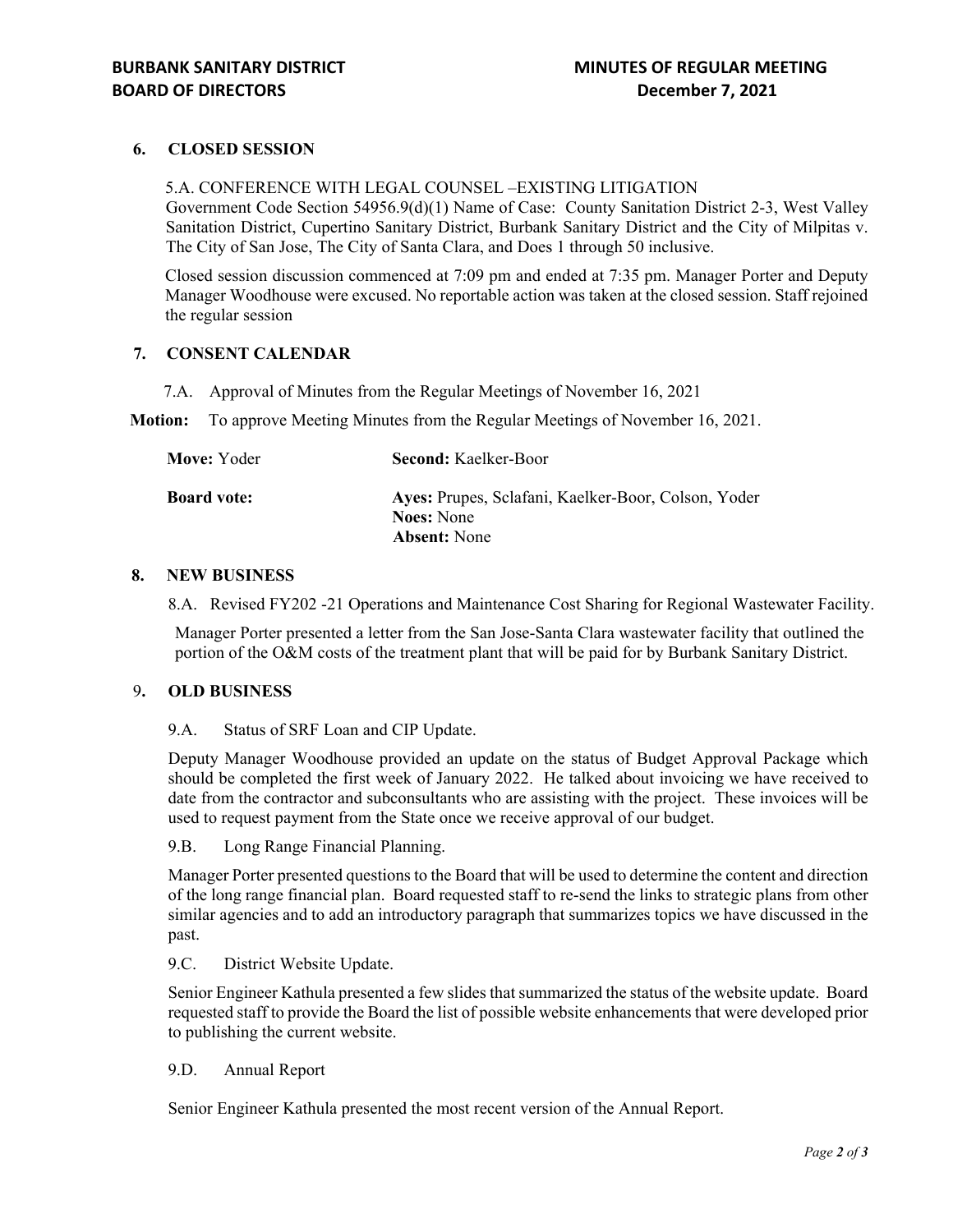## 6. CLOSED SESSION

5.A. CONFERENCE WITH LEGAL COUNSEL –EXISTING LITIGATION
Government Code Section 54956.9(d)(1) Name of Case: County Sanitation District 2-3, West Valley Sanitation District, Cupertino Sanitary District, Burbank Sanitary District and the City of Milpitas v. The City of San Jose, The City of Santa Clara, and Does 1 through 50 inclusive.

Closed session discussion commenced at 7:09 pm and ended at 7:35 pm. Manager Porter and Deputy Manager Woodhouse were excused. No reportable action was taken at the closed session. Staff rejoined the regular session

## 7. CONSENT CALENDAR

7.A. Approval of Minutes from the Regular Meetings of November 16, 2021

**Motion:** To approve Meeting Minutes from the Regular Meetings of November 16, 2021.

**Move:** Yoder **Second:** Kaelker-Boor

**Board vote:** **Ayes:** Prupes, Sclafani, Kaelker-Boor, Colson, Yoder
**Noes:** None
**Absent:** None

## 8. NEW BUSINESS

8.A. Revised FY202 -21 Operations and Maintenance Cost Sharing for Regional Wastewater Facility.

Manager Porter presented a letter from the San Jose-Santa Clara wastewater facility that outlined the portion of the O&M costs of the treatment plant that will be paid for by Burbank Sanitary District.

## 9. OLD BUSINESS

9.A. Status of SRF Loan and CIP Update.

Deputy Manager Woodhouse provided an update on the status of Budget Approval Package which should be completed the first week of January 2022. He talked about invoicing we have received to date from the contractor and subconsultants who are assisting with the project. These invoices will be used to request payment from the State once we receive approval of our budget.

9.B. Long Range Financial Planning.

Manager Porter presented questions to the Board that will be used to determine the content and direction of the long range financial plan. Board requested staff to re-send the links to strategic plans from other similar agencies and to add an introductory paragraph that summarizes topics we have discussed in the past.

9.C. District Website Update.

Senior Engineer Kathula presented a few slides that summarized the status of the website update. Board requested staff to provide the Board the list of possible website enhancements that were developed prior to publishing the current website.

9.D. Annual Report

Senior Engineer Kathula presented the most recent version of the Annual Report.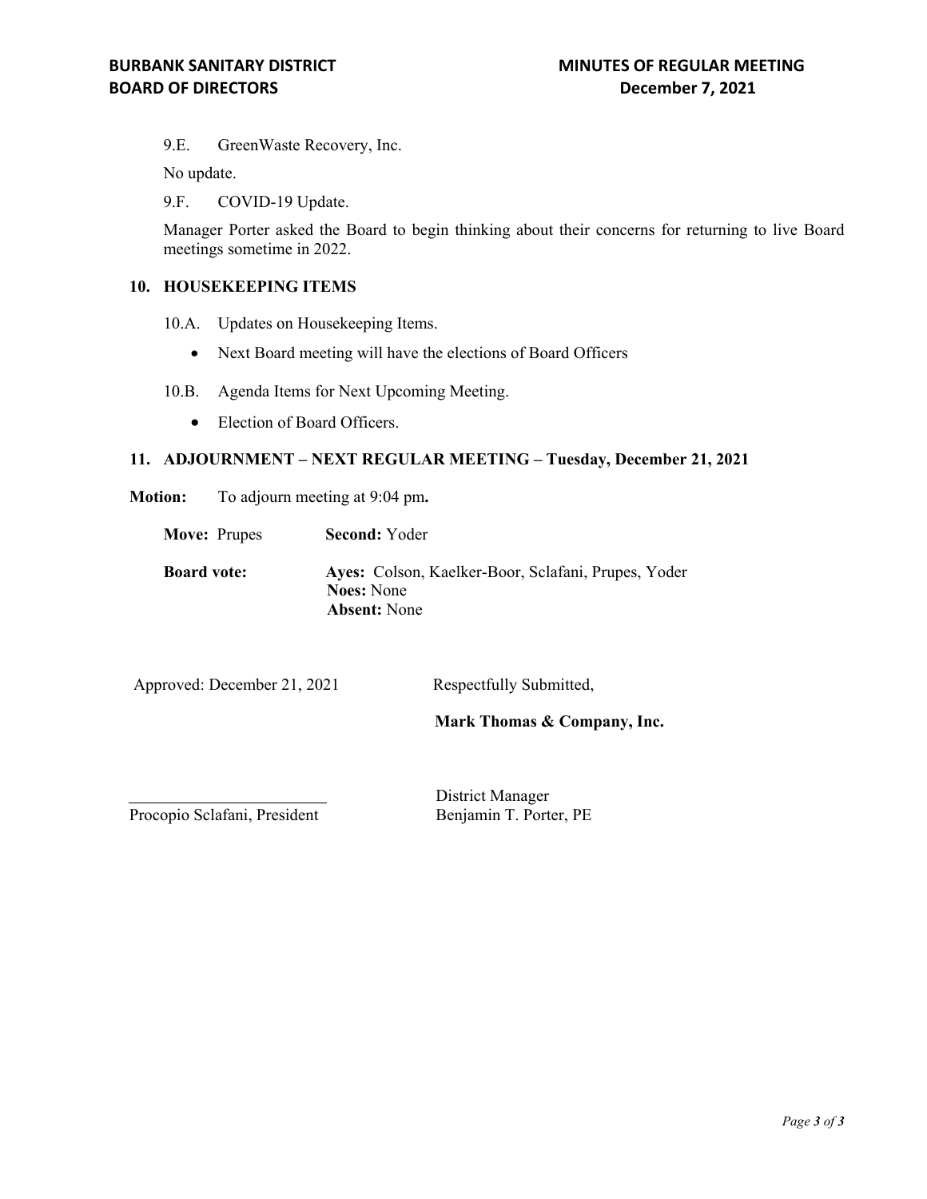9.E. GreenWaste Recovery, Inc.

No update.

9.F. COVID-19 Update.

Manager Porter asked the Board to begin thinking about their concerns for returning to live Board meetings sometime in 2022.

### 10. HOUSEKEEPING ITEMS

10.A. Updates on Housekeeping Items.

- Next Board meeting will have the elections of Board Officers

10.B. Agenda Items for Next Upcoming Meeting.

- Election of Board Officers.

### 11. ADJOURNMENT – NEXT REGULAR MEETING – Tuesday, December 21, 2021

**Motion:** To adjourn meeting at 9:04 pm**.**

**Move:** Prupes **Second:** Yoder

**Board vote:** **Ayes:** Colson, Kaelker-Boor, Sclafani, Prupes, Yoder
**Noes:** None
**Absent:** None

Approved: December 21, 2021

Respectfully Submitted,

**Mark Thomas & Company, Inc.**

\_\_\_\_\_\_\_\_\_\_\_\_\_\_\_\_\_\_\_\_\_\_\_\_
Procopio Sclafani, President

District Manager
Benjamin T. Porter, PE